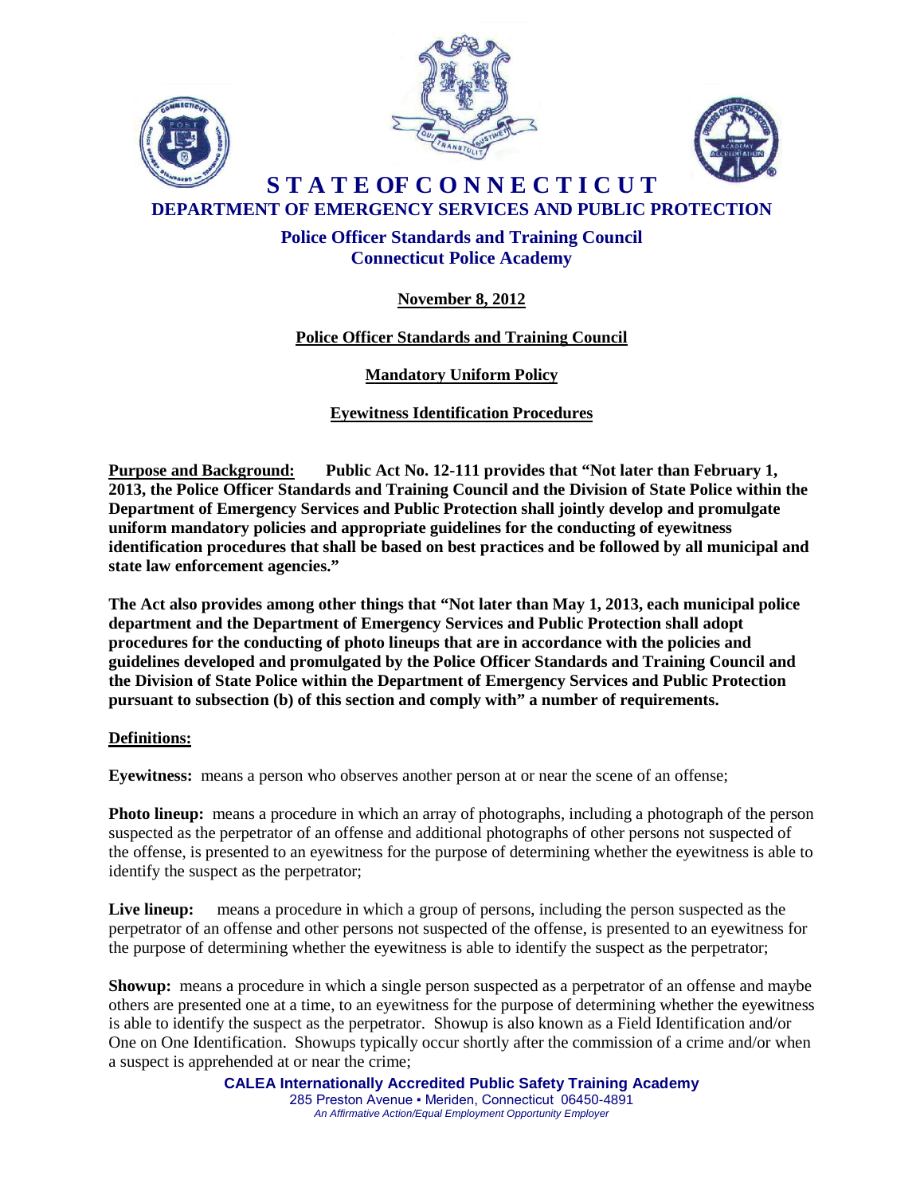# STATE OF CONNECTICUT

## DEPARTMENT OF EMERGENCY SERVICES AND PUBLIC PROTECTION

### Police Officer Standards and Training Council
### Connecticut Police Academy

**November 8, 2012**

**Police Officer Standards and Training Council**

**Mandatory Uniform Policy**

**Eyewitness Identification Procedures**

**Purpose and Background:** **Public Act No. 12-111 provides that "Not later than February 1, 2013, the Police Officer Standards and Training Council and the Division of State Police within the Department of Emergency Services and Public Protection shall jointly develop and promulgate uniform mandatory policies and appropriate guidelines for the conducting of eyewitness identification procedures that shall be based on best practices and be followed by all municipal and state law enforcement agencies."**

**The Act also provides among other things that "Not later than May 1, 2013, each municipal police department and the Department of Emergency Services and Public Protection shall adopt procedures for the conducting of photo lineups that are in accordance with the policies and guidelines developed and promulgated by the Police Officer Standards and Training Council and the Division of State Police within the Department of Emergency Services and Public Protection pursuant to subsection (b) of this section and comply with" a number of requirements.**

**Definitions:**

**Eyewitness:** means a person who observes another person at or near the scene of an offense;

**Photo lineup:** means a procedure in which an array of photographs, including a photograph of the person suspected as the perpetrator of an offense and additional photographs of other persons not suspected of the offense, is presented to an eyewitness for the purpose of determining whether the eyewitness is able to identify the suspect as the perpetrator;

**Live lineup:** means a procedure in which a group of persons, including the person suspected as the perpetrator of an offense and other persons not suspected of the offense, is presented to an eyewitness for the purpose of determining whether the eyewitness is able to identify the suspect as the perpetrator;

**Showup:** means a procedure in which a single person suspected as a perpetrator of an offense and maybe others are presented one at a time, to an eyewitness for the purpose of determining whether the eyewitness is able to identify the suspect as the perpetrator. Showup is also known as a Field Identification and/or One on One Identification. Showups typically occur shortly after the commission of a crime and/or when a suspect is apprehended at or near the crime;

**CALEA Internationally Accredited Public Safety Training Academy**
285 Preston Avenue ▪ Meriden, Connecticut 06450-4891
*An Affirmative Action/Equal Employment Opportunity Employer*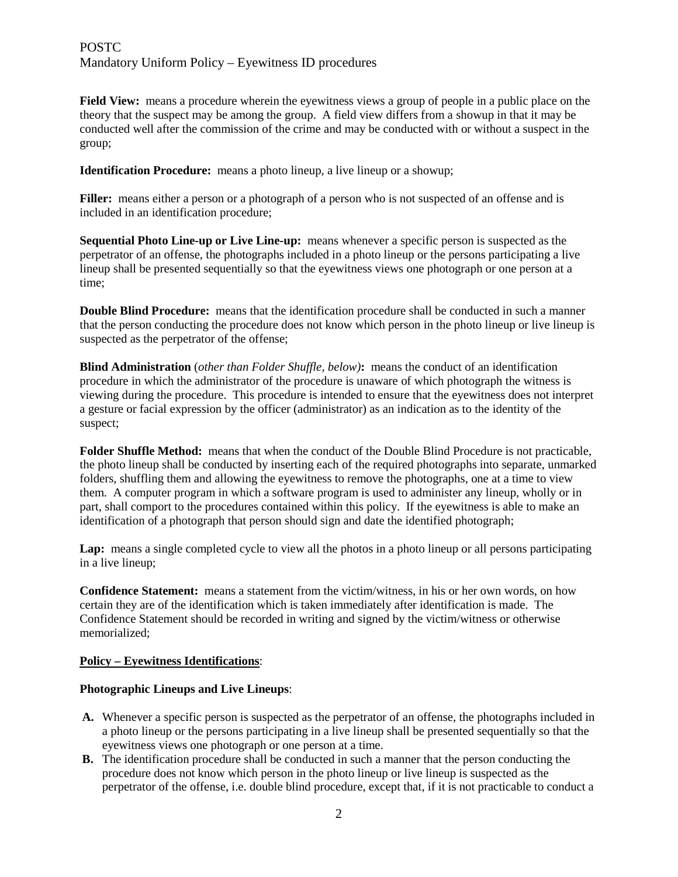**Field View:** means a procedure wherein the eyewitness views a group of people in a public place on the theory that the suspect may be among the group. A field view differs from a showup in that it may be conducted well after the commission of the crime and may be conducted with or without a suspect in the group;

**Identification Procedure:** means a photo lineup, a live lineup or a showup;

**Filler:** means either a person or a photograph of a person who is not suspected of an offense and is included in an identification procedure;

**Sequential Photo Line-up or Live Line-up:** means whenever a specific person is suspected as the perpetrator of an offense, the photographs included in a photo lineup or the persons participating a live lineup shall be presented sequentially so that the eyewitness views one photograph or one person at a time;

**Double Blind Procedure:** means that the identification procedure shall be conducted in such a manner that the person conducting the procedure does not know which person in the photo lineup or live lineup is suspected as the perpetrator of the offense;

**Blind Administration** (*other than Folder Shuffle, below)***:** means the conduct of an identification procedure in which the administrator of the procedure is unaware of which photograph the witness is viewing during the procedure. This procedure is intended to ensure that the eyewitness does not interpret a gesture or facial expression by the officer (administrator) as an indication as to the identity of the suspect;

**Folder Shuffle Method:** means that when the conduct of the Double Blind Procedure is not practicable, the photo lineup shall be conducted by inserting each of the required photographs into separate, unmarked folders, shuffling them and allowing the eyewitness to remove the photographs, one at a time to view them. A computer program in which a software program is used to administer any lineup, wholly or in part, shall comport to the procedures contained within this policy. If the eyewitness is able to make an identification of a photograph that person should sign and date the identified photograph;

**Lap:** means a single completed cycle to view all the photos in a photo lineup or all persons participating in a live lineup;

**Confidence Statement:** means a statement from the victim/witness, in his or her own words, on how certain they are of the identification which is taken immediately after identification is made. The Confidence Statement should be recorded in writing and signed by the victim/witness or otherwise memorialized;

**Policy – Eyewitness Identifications**:

**Photographic Lineups and Live Lineups**:

**A.** Whenever a specific person is suspected as the perpetrator of an offense, the photographs included in a photo lineup or the persons participating in a live lineup shall be presented sequentially so that the eyewitness views one photograph or one person at a time.

**B.** The identification procedure shall be conducted in such a manner that the person conducting the procedure does not know which person in the photo lineup or live lineup is suspected as the perpetrator of the offense, i.e. double blind procedure, except that, if it is not practicable to conduct a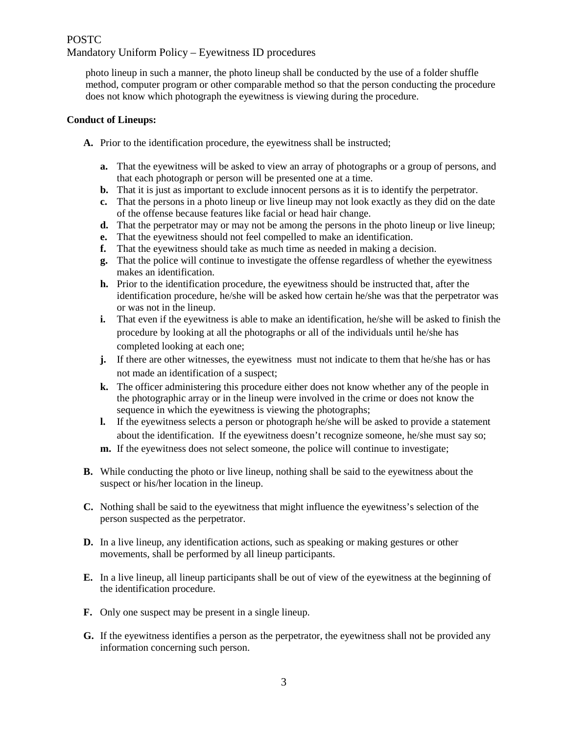photo lineup in such a manner, the photo lineup shall be conducted by the use of a folder shuffle method, computer program or other comparable method so that the person conducting the procedure does not know which photograph the eyewitness is viewing during the procedure.

**Conduct of Lineups:**

**A.** Prior to the identification procedure, the eyewitness shall be instructed;

   **a.** That the eyewitness will be asked to view an array of photographs or a group of persons, and that each photograph or person will be presented one at a time.
   **b.** That it is just as important to exclude innocent persons as it is to identify the perpetrator.
   **c.** That the persons in a photo lineup or live lineup may not look exactly as they did on the date of the offense because features like facial or head hair change.
   **d.** That the perpetrator may or may not be among the persons in the photo lineup or live lineup;
   **e.** That the eyewitness should not feel compelled to make an identification.
   **f.** That the eyewitness should take as much time as needed in making a decision.
   **g.** That the police will continue to investigate the offense regardless of whether the eyewitness makes an identification.
   **h.** Prior to the identification procedure, the eyewitness should be instructed that, after the identification procedure, he/she will be asked how certain he/she was that the perpetrator was or was not in the lineup.
   **i.** That even if the eyewitness is able to make an identification, he/she will be asked to finish the procedure by looking at all the photographs or all of the individuals until he/she has completed looking at each one;
   **j.** If there are other witnesses, the eyewitness must not indicate to them that he/she has or has not made an identification of a suspect;
   **k.** The officer administering this procedure either does not know whether any of the people in the photographic array or in the lineup were involved in the crime or does not know the sequence in which the eyewitness is viewing the photographs;
   **l.** If the eyewitness selects a person or photograph he/she will be asked to provide a statement about the identification. If the eyewitness doesn't recognize someone, he/she must say so;
   **m.** If the eyewitness does not select someone, the police will continue to investigate;

**B.** While conducting the photo or live lineup, nothing shall be said to the eyewitness about the suspect or his/her location in the lineup.

**C.** Nothing shall be said to the eyewitness that might influence the eyewitness's selection of the person suspected as the perpetrator.

**D.** In a live lineup, any identification actions, such as speaking or making gestures or other movements, shall be performed by all lineup participants.

**E.** In a live lineup, all lineup participants shall be out of view of the eyewitness at the beginning of the identification procedure.

**F.** Only one suspect may be present in a single lineup.

**G.** If the eyewitness identifies a person as the perpetrator, the eyewitness shall not be provided any information concerning such person.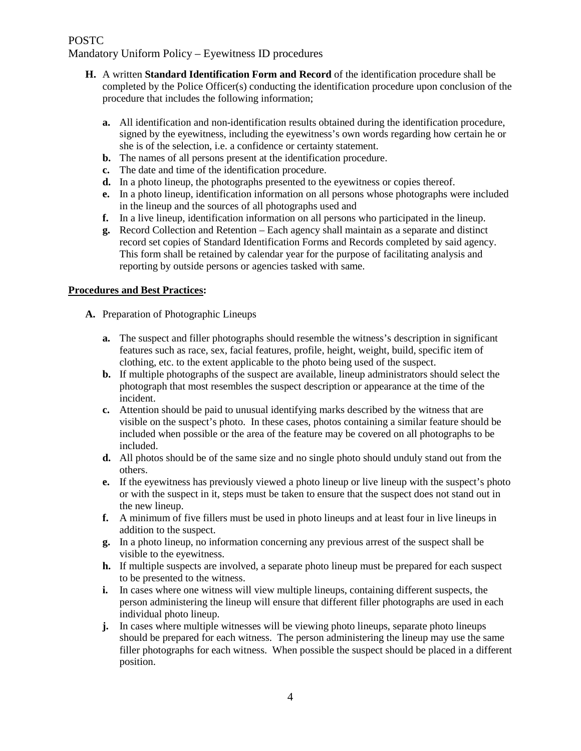**H.** A written **Standard Identification Form and Record** of the identification procedure shall be completed by the Police Officer(s) conducting the identification procedure upon conclusion of the procedure that includes the following information;

- **a.** All identification and non-identification results obtained during the identification procedure, signed by the eyewitness, including the eyewitness's own words regarding how certain he or she is of the selection, i.e. a confidence or certainty statement.
- **b.** The names of all persons present at the identification procedure.
- **c.** The date and time of the identification procedure.
- **d.** In a photo lineup, the photographs presented to the eyewitness or copies thereof.
- **e.** In a photo lineup, identification information on all persons whose photographs were included in the lineup and the sources of all photographs used and
- **f.** In a live lineup, identification information on all persons who participated in the lineup.
- **g.** Record Collection and Retention – Each agency shall maintain as a separate and distinct record set copies of Standard Identification Forms and Records completed by said agency. This form shall be retained by calendar year for the purpose of facilitating analysis and reporting by outside persons or agencies tasked with same.

**Procedures and Best Practices:**

**A.** Preparation of Photographic Lineups

- **a.** The suspect and filler photographs should resemble the witness's description in significant features such as race, sex, facial features, profile, height, weight, build, specific item of clothing, etc. to the extent applicable to the photo being used of the suspect.
- **b.** If multiple photographs of the suspect are available, lineup administrators should select the photograph that most resembles the suspect description or appearance at the time of the incident.
- **c.** Attention should be paid to unusual identifying marks described by the witness that are visible on the suspect's photo. In these cases, photos containing a similar feature should be included when possible or the area of the feature may be covered on all photographs to be included.
- **d.** All photos should be of the same size and no single photo should unduly stand out from the others.
- **e.** If the eyewitness has previously viewed a photo lineup or live lineup with the suspect's photo or with the suspect in it, steps must be taken to ensure that the suspect does not stand out in the new lineup.
- **f.** A minimum of five fillers must be used in photo lineups and at least four in live lineups in addition to the suspect.
- **g.** In a photo lineup, no information concerning any previous arrest of the suspect shall be visible to the eyewitness.
- **h.** If multiple suspects are involved, a separate photo lineup must be prepared for each suspect to be presented to the witness.
- **i.** In cases where one witness will view multiple lineups, containing different suspects, the person administering the lineup will ensure that different filler photographs are used in each individual photo lineup.
- **j.** In cases where multiple witnesses will be viewing photo lineups, separate photo lineups should be prepared for each witness. The person administering the lineup may use the same filler photographs for each witness. When possible the suspect should be placed in a different position.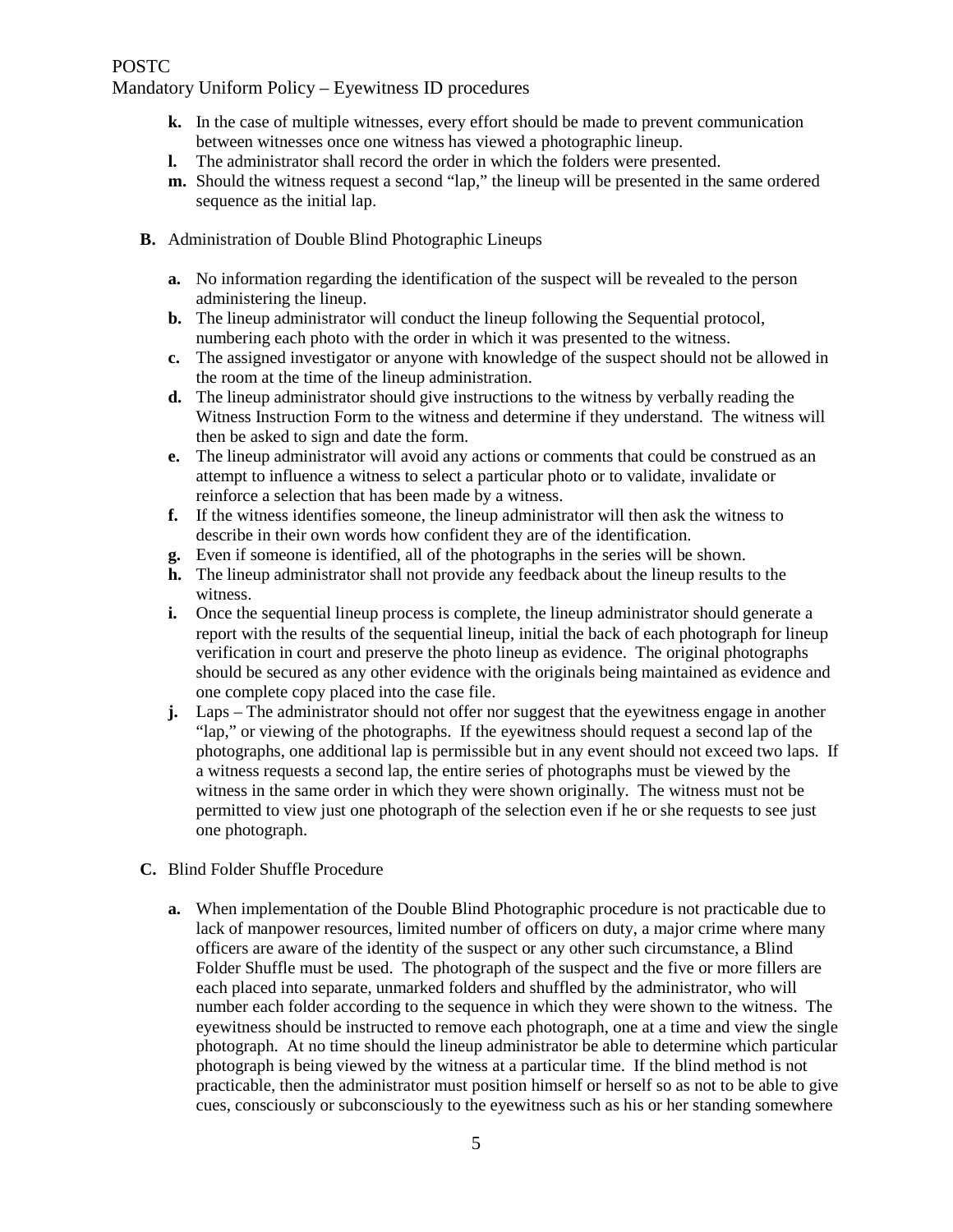- **k.** In the case of multiple witnesses, every effort should be made to prevent communication between witnesses once one witness has viewed a photographic lineup.
- **l.** The administrator shall record the order in which the folders were presented.
- **m.** Should the witness request a second "lap," the lineup will be presented in the same ordered sequence as the initial lap.

**B.** Administration of Double Blind Photographic Lineups

- **a.** No information regarding the identification of the suspect will be revealed to the person administering the lineup.
- **b.** The lineup administrator will conduct the lineup following the Sequential protocol, numbering each photo with the order in which it was presented to the witness.
- **c.** The assigned investigator or anyone with knowledge of the suspect should not be allowed in the room at the time of the lineup administration.
- **d.** The lineup administrator should give instructions to the witness by verbally reading the Witness Instruction Form to the witness and determine if they understand. The witness will then be asked to sign and date the form.
- **e.** The lineup administrator will avoid any actions or comments that could be construed as an attempt to influence a witness to select a particular photo or to validate, invalidate or reinforce a selection that has been made by a witness.
- **f.** If the witness identifies someone, the lineup administrator will then ask the witness to describe in their own words how confident they are of the identification.
- **g.** Even if someone is identified, all of the photographs in the series will be shown.
- **h.** The lineup administrator shall not provide any feedback about the lineup results to the witness.
- **i.** Once the sequential lineup process is complete, the lineup administrator should generate a report with the results of the sequential lineup, initial the back of each photograph for lineup verification in court and preserve the photo lineup as evidence. The original photographs should be secured as any other evidence with the originals being maintained as evidence and one complete copy placed into the case file.
- **j.** Laps – The administrator should not offer nor suggest that the eyewitness engage in another "lap," or viewing of the photographs. If the eyewitness should request a second lap of the photographs, one additional lap is permissible but in any event should not exceed two laps. If a witness requests a second lap, the entire series of photographs must be viewed by the witness in the same order in which they were shown originally. The witness must not be permitted to view just one photograph of the selection even if he or she requests to see just one photograph.

**C.** Blind Folder Shuffle Procedure

- **a.** When implementation of the Double Blind Photographic procedure is not practicable due to lack of manpower resources, limited number of officers on duty, a major crime where many officers are aware of the identity of the suspect or any other such circumstance, a Blind Folder Shuffle must be used. The photograph of the suspect and the five or more fillers are each placed into separate, unmarked folders and shuffled by the administrator, who will number each folder according to the sequence in which they were shown to the witness. The eyewitness should be instructed to remove each photograph, one at a time and view the single photograph. At no time should the lineup administrator be able to determine which particular photograph is being viewed by the witness at a particular time. If the blind method is not practicable, then the administrator must position himself or herself so as not to be able to give cues, consciously or subconsciously to the eyewitness such as his or her standing somewhere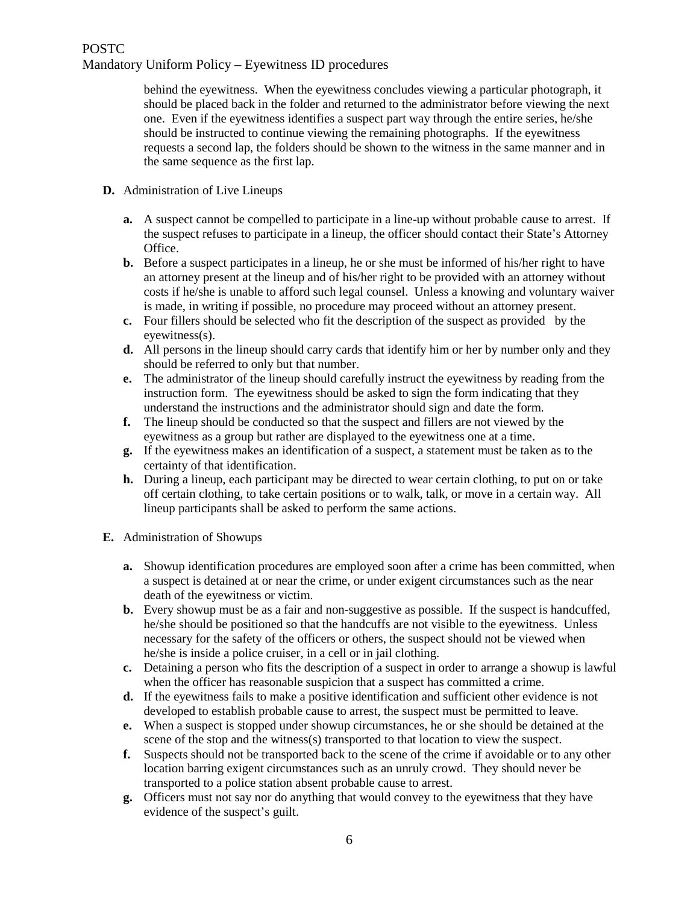behind the eyewitness. When the eyewitness concludes viewing a particular photograph, it should be placed back in the folder and returned to the administrator before viewing the next one. Even if the eyewitness identifies a suspect part way through the entire series, he/she should be instructed to continue viewing the remaining photographs. If the eyewitness requests a second lap, the folders should be shown to the witness in the same manner and in the same sequence as the first lap.

**D.** Administration of Live Lineups

- **a.** A suspect cannot be compelled to participate in a line-up without probable cause to arrest. If the suspect refuses to participate in a lineup, the officer should contact their State's Attorney Office.
- **b.** Before a suspect participates in a lineup, he or she must be informed of his/her right to have an attorney present at the lineup and of his/her right to be provided with an attorney without costs if he/she is unable to afford such legal counsel. Unless a knowing and voluntary waiver is made, in writing if possible, no procedure may proceed without an attorney present.
- **c.** Four fillers should be selected who fit the description of the suspect as provided by the eyewitness(s).
- **d.** All persons in the lineup should carry cards that identify him or her by number only and they should be referred to only but that number.
- **e.** The administrator of the lineup should carefully instruct the eyewitness by reading from the instruction form. The eyewitness should be asked to sign the form indicating that they understand the instructions and the administrator should sign and date the form.
- **f.** The lineup should be conducted so that the suspect and fillers are not viewed by the eyewitness as a group but rather are displayed to the eyewitness one at a time.
- **g.** If the eyewitness makes an identification of a suspect, a statement must be taken as to the certainty of that identification.
- **h.** During a lineup, each participant may be directed to wear certain clothing, to put on or take off certain clothing, to take certain positions or to walk, talk, or move in a certain way. All lineup participants shall be asked to perform the same actions.

**E.** Administration of Showups

- **a.** Showup identification procedures are employed soon after a crime has been committed, when a suspect is detained at or near the crime, or under exigent circumstances such as the near death of the eyewitness or victim.
- **b.** Every showup must be as a fair and non-suggestive as possible. If the suspect is handcuffed, he/she should be positioned so that the handcuffs are not visible to the eyewitness. Unless necessary for the safety of the officers or others, the suspect should not be viewed when he/she is inside a police cruiser, in a cell or in jail clothing.
- **c.** Detaining a person who fits the description of a suspect in order to arrange a showup is lawful when the officer has reasonable suspicion that a suspect has committed a crime.
- **d.** If the eyewitness fails to make a positive identification and sufficient other evidence is not developed to establish probable cause to arrest, the suspect must be permitted to leave.
- **e.** When a suspect is stopped under showup circumstances, he or she should be detained at the scene of the stop and the witness(s) transported to that location to view the suspect.
- **f.** Suspects should not be transported back to the scene of the crime if avoidable or to any other location barring exigent circumstances such as an unruly crowd. They should never be transported to a police station absent probable cause to arrest.
- **g.** Officers must not say nor do anything that would convey to the eyewitness that they have evidence of the suspect's guilt.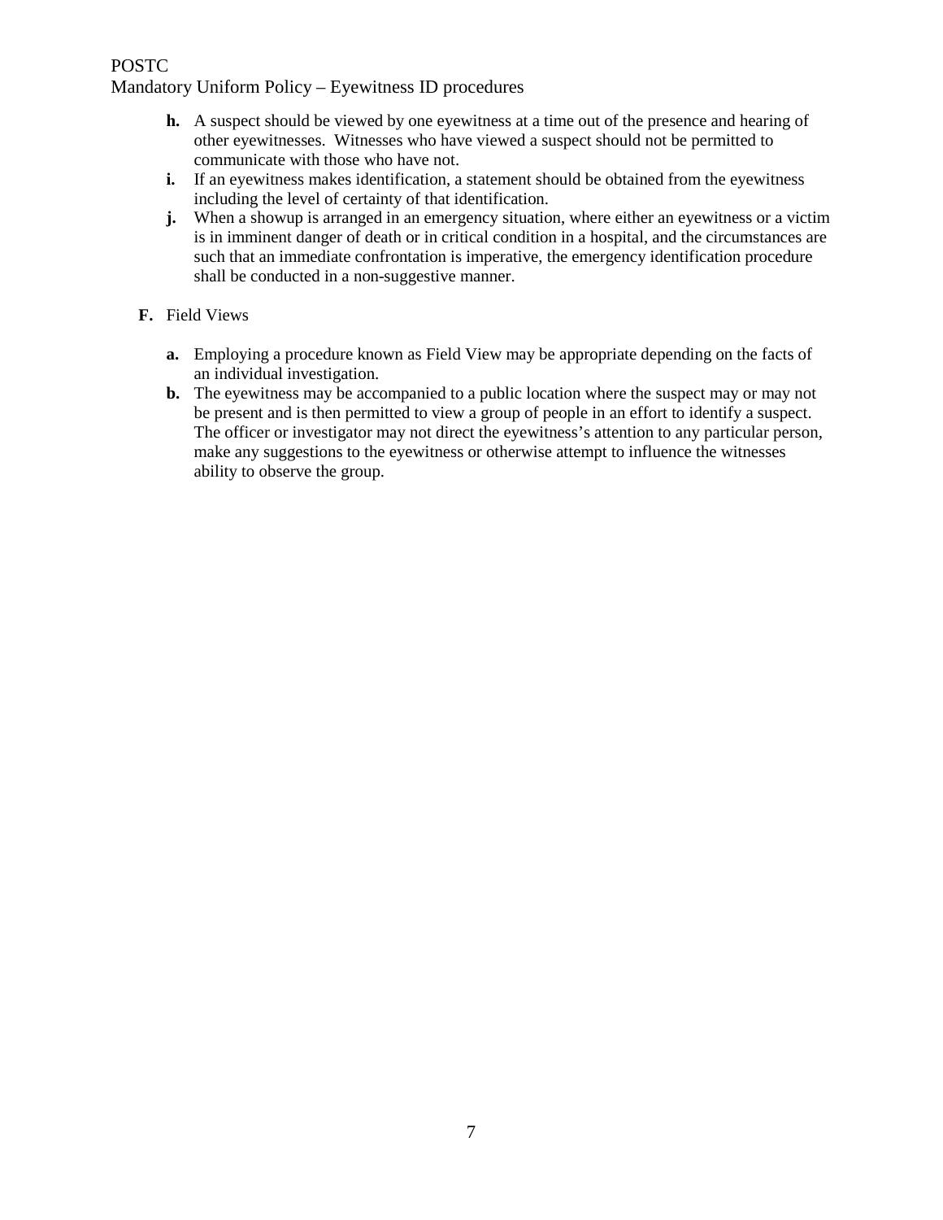- **h.** A suspect should be viewed by one eyewitness at a time out of the presence and hearing of other eyewitnesses. Witnesses who have viewed a suspect should not be permitted to communicate with those who have not.
- **i.** If an eyewitness makes identification, a statement should be obtained from the eyewitness including the level of certainty of that identification.
- **j.** When a showup is arranged in an emergency situation, where either an eyewitness or a victim is in imminent danger of death or in critical condition in a hospital, and the circumstances are such that an immediate confrontation is imperative, the emergency identification procedure shall be conducted in a non-suggestive manner.

**F.** Field Views

- **a.** Employing a procedure known as Field View may be appropriate depending on the facts of an individual investigation.
- **b.** The eyewitness may be accompanied to a public location where the suspect may or may not be present and is then permitted to view a group of people in an effort to identify a suspect. The officer or investigator may not direct the eyewitness's attention to any particular person, make any suggestions to the eyewitness or otherwise attempt to influence the witnesses ability to observe the group.